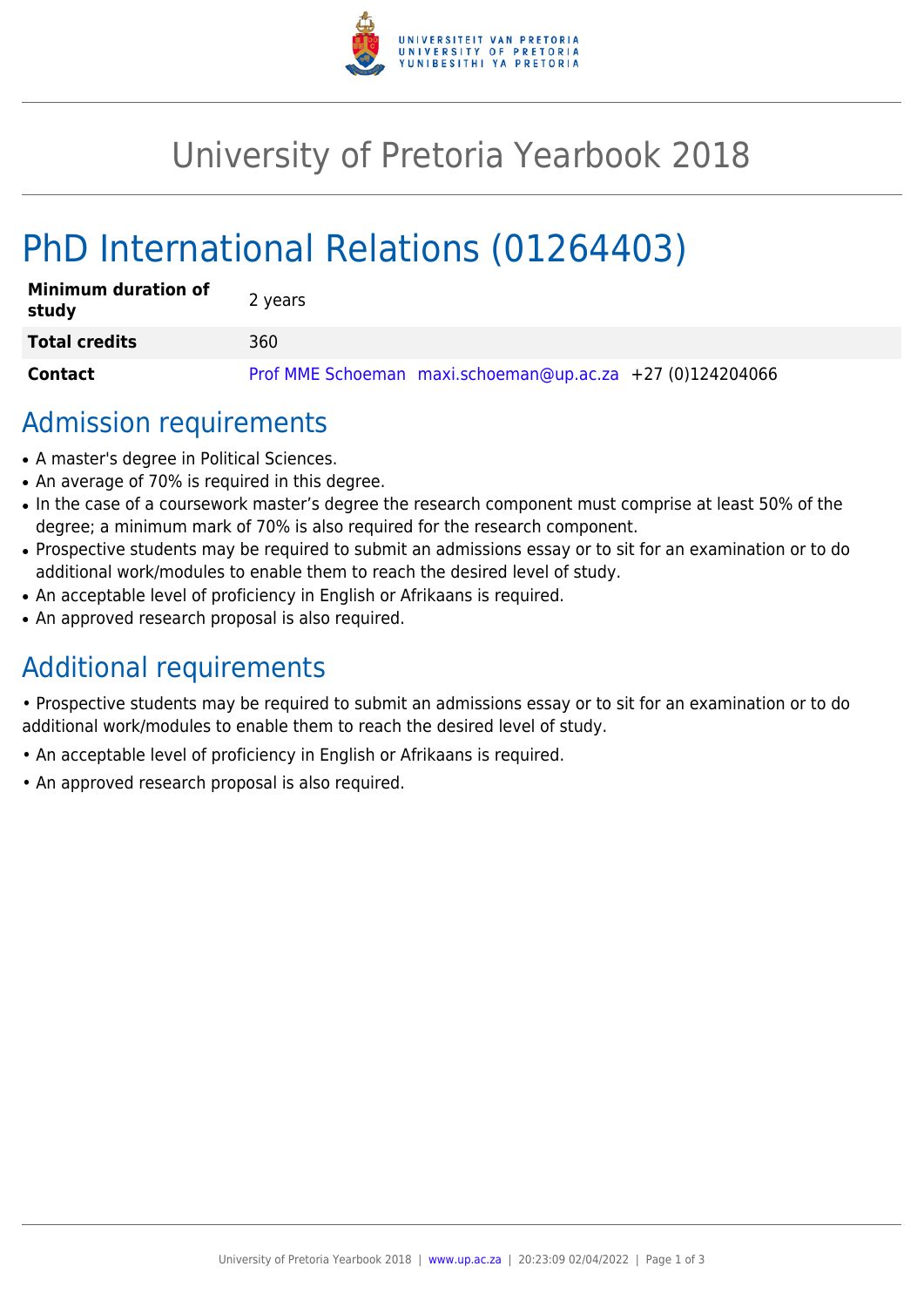# University of Pretoria Yearbook 2018

# PhD International Relations (01264403)

| | |
|---|---|
| **Minimum duration of study** | 2 years |
| **Total credits** | 360 |
| **Contact** | Prof MME Schoeman maxi.schoeman@up.ac.za +27 (0)124204066 |

## Admission requirements

- A master's degree in Political Sciences.
- An average of 70% is required in this degree.
- In the case of a coursework master's degree the research component must comprise at least 50% of the degree; a minimum mark of 70% is also required for the research component.
- Prospective students may be required to submit an admissions essay or to sit for an examination or to do additional work/modules to enable them to reach the desired level of study.
- An acceptable level of proficiency in English or Afrikaans is required.
- An approved research proposal is also required.

## Additional requirements

• Prospective students may be required to submit an admissions essay or to sit for an examination or to do additional work/modules to enable them to reach the desired level of study.

• An acceptable level of proficiency in English or Afrikaans is required.

• An approved research proposal is also required.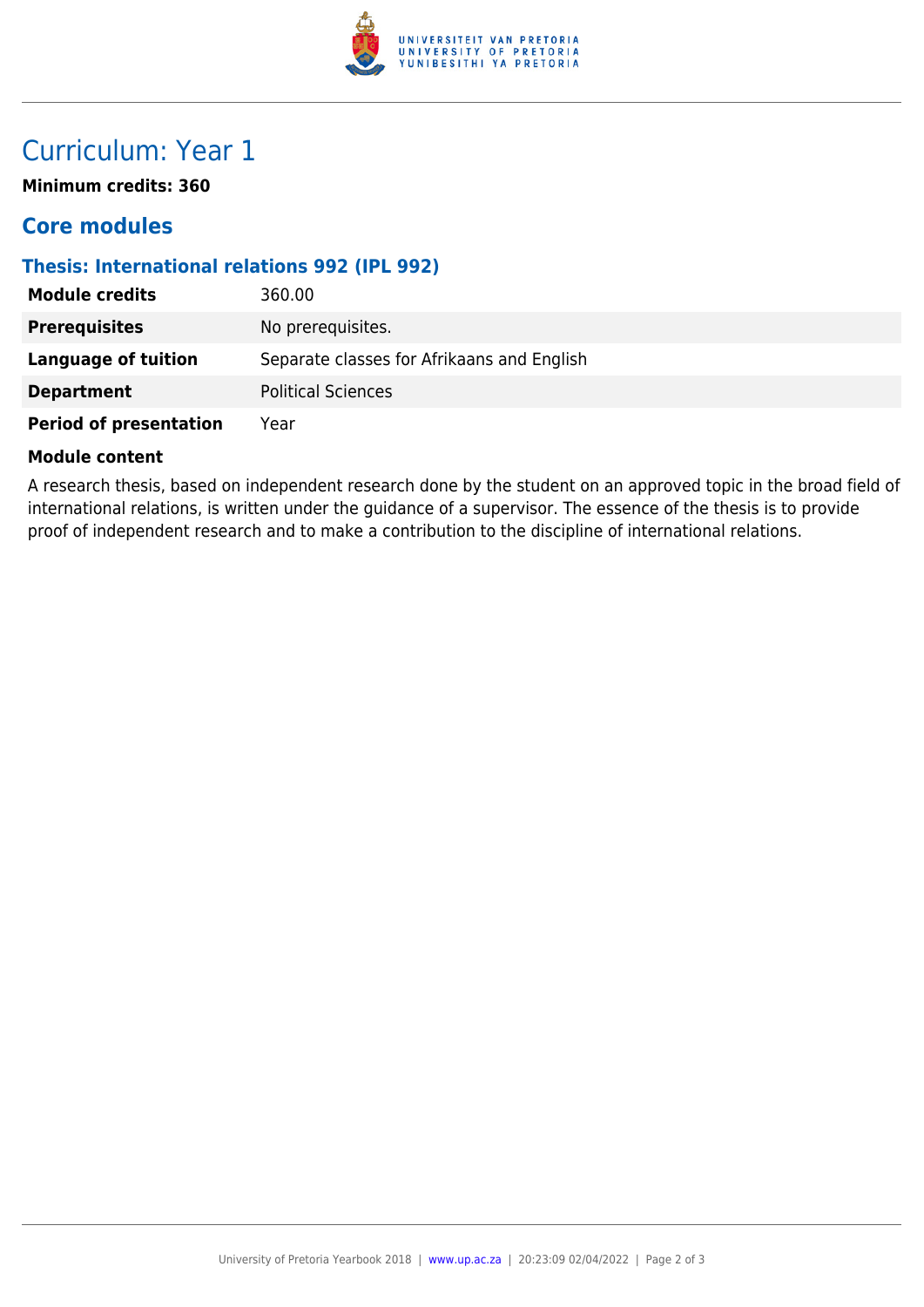# Curriculum: Year 1

**Minimum credits: 360**

## Core modules

### Thesis: International relations 992 (IPL 992)

| | |
|---|---|
| **Module credits** | 360.00 |
| **Prerequisites** | No prerequisites. |
| **Language of tuition** | Separate classes for Afrikaans and English |
| **Department** | Political Sciences |
| **Period of presentation** | Year |

**Module content**

A research thesis, based on independent research done by the student on an approved topic in the broad field of international relations, is written under the guidance of a supervisor. The essence of the thesis is to provide proof of independent research and to make a contribution to the discipline of international relations.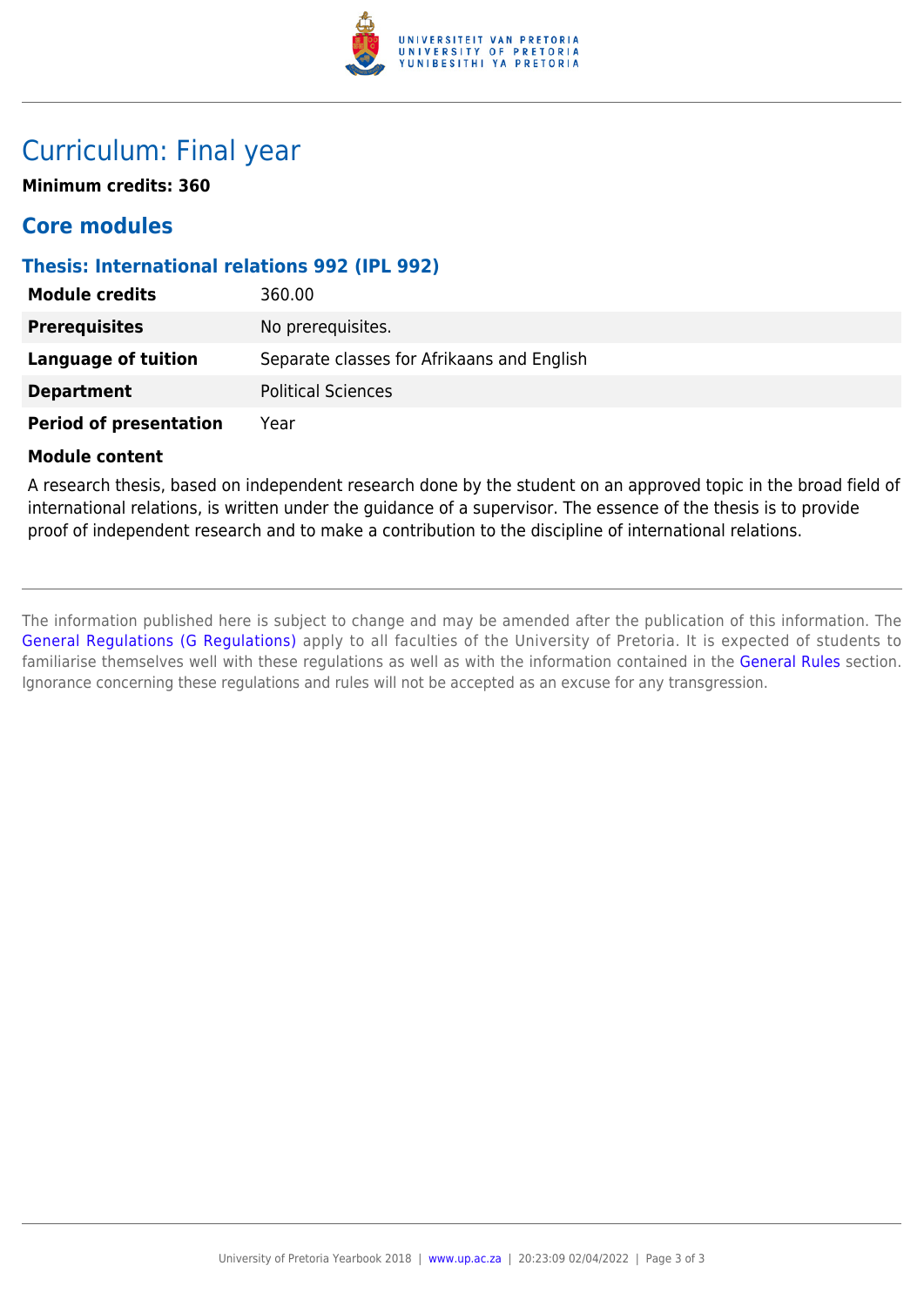# Curriculum: Final year

**Minimum credits: 360**

## Core modules

### Thesis: International relations 992 (IPL 992)

| | |
|---|---|
| **Module credits** | 360.00 |
| **Prerequisites** | No prerequisites. |
| **Language of tuition** | Separate classes for Afrikaans and English |
| **Department** | Political Sciences |
| **Period of presentation** | Year |

**Module content**

A research thesis, based on independent research done by the student on an approved topic in the broad field of international relations, is written under the guidance of a supervisor. The essence of the thesis is to provide proof of independent research and to make a contribution to the discipline of international relations.

---

The information published here is subject to change and may be amended after the publication of this information. The General Regulations (G Regulations) apply to all faculties of the University of Pretoria. It is expected of students to familiarise themselves well with these regulations as well as with the information contained in the General Rules section. Ignorance concerning these regulations and rules will not be accepted as an excuse for any transgression.